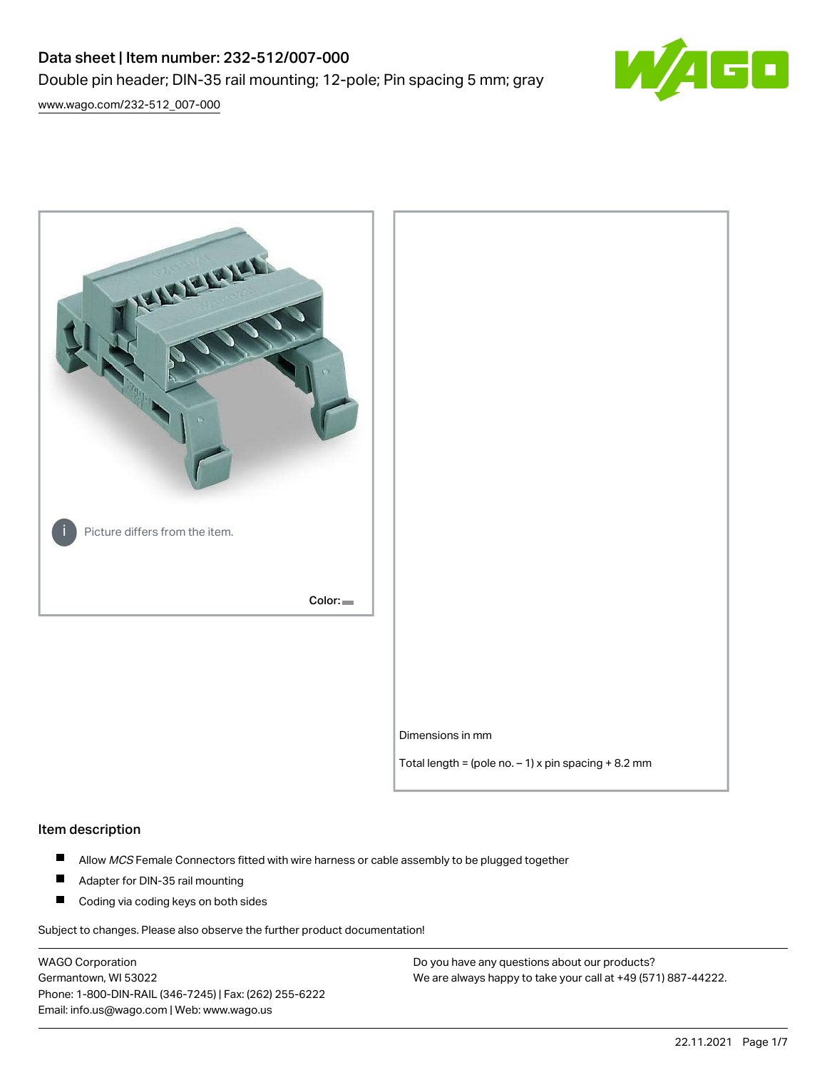# Data sheet | Item number: 232-512/007-000

Double pin header; DIN-35 rail mounting; 12-pole; Pin spacing 5 mm; gray

www.wago.com/232-512_007-000

Picture differs from the item.

Color:

Dimensions in mm

Total length = (pole no. – 1) x pin spacing + 8.2 mm

## Item description

- Allow *MCS* Female Connectors fitted with wire harness or cable assembly to be plugged together
- Adapter for DIN-35 rail mounting
- Coding via coding keys on both sides

Subject to changes. Please also observe the further product documentation!

WAGO Corporation
Germantown, WI 53022
Phone: 1-800-DIN-RAIL (346-7245) | Fax: (262) 255-6222
Email: info.us@wago.com | Web: www.wago.us

Do you have any questions about our products?
We are always happy to take your call at +49 (571) 887-44222.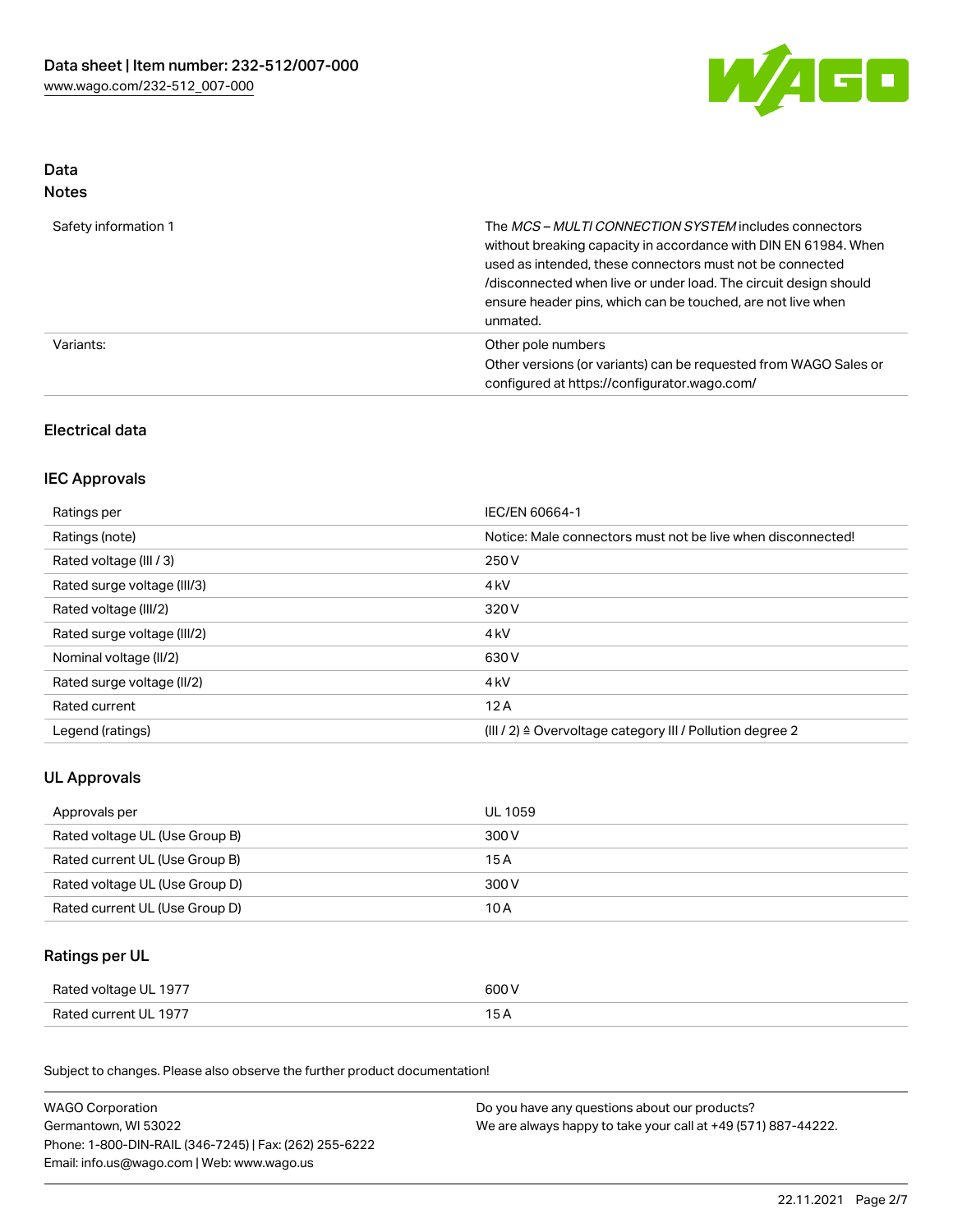## Data
### Notes

| | |
|---|---|
| Safety information 1 | The *MCS – MULTI CONNECTION SYSTEM* includes connectors without breaking capacity in accordance with DIN EN 61984. When used as intended, these connectors must not be connected /disconnected when live or under load. The circuit design should ensure header pins, which can be touched, are not live when unmated. |
| Variants: | Other pole numbers<br>Other versions (or variants) can be requested from WAGO Sales or configured at https://configurator.wago.com/ |

### Electrical data

### IEC Approvals

| | |
|---|---|
| Ratings per | IEC/EN 60664-1 |
| Ratings (note) | Notice: Male connectors must not be live when disconnected! |
| Rated voltage (III / 3) | 250 V |
| Rated surge voltage (III/3) | 4 kV |
| Rated voltage (III/2) | 320 V |
| Rated surge voltage (III/2) | 4 kV |
| Nominal voltage (II/2) | 630 V |
| Rated surge voltage (II/2) | 4 kV |
| Rated current | 12 A |
| Legend (ratings) | (III / 2) ≙ Overvoltage category III / Pollution degree 2 |

### UL Approvals

| | |
|---|---|
| Approvals per | UL 1059 |
| Rated voltage UL (Use Group B) | 300 V |
| Rated current UL (Use Group B) | 15 A |
| Rated voltage UL (Use Group D) | 300 V |
| Rated current UL (Use Group D) | 10 A |

### Ratings per UL

| | |
|---|---|
| Rated voltage UL 1977 | 600 V |
| Rated current UL 1977 | 15 A |

Subject to changes. Please also observe the further product documentation!

WAGO Corporation
Germantown, WI 53022
Phone: 1-800-DIN-RAIL (346-7245) | Fax: (262) 255-6222
Email: info.us@wago.com | Web: www.wago.us

Do you have any questions about our products?
We are always happy to take your call at +49 (571) 887-44222.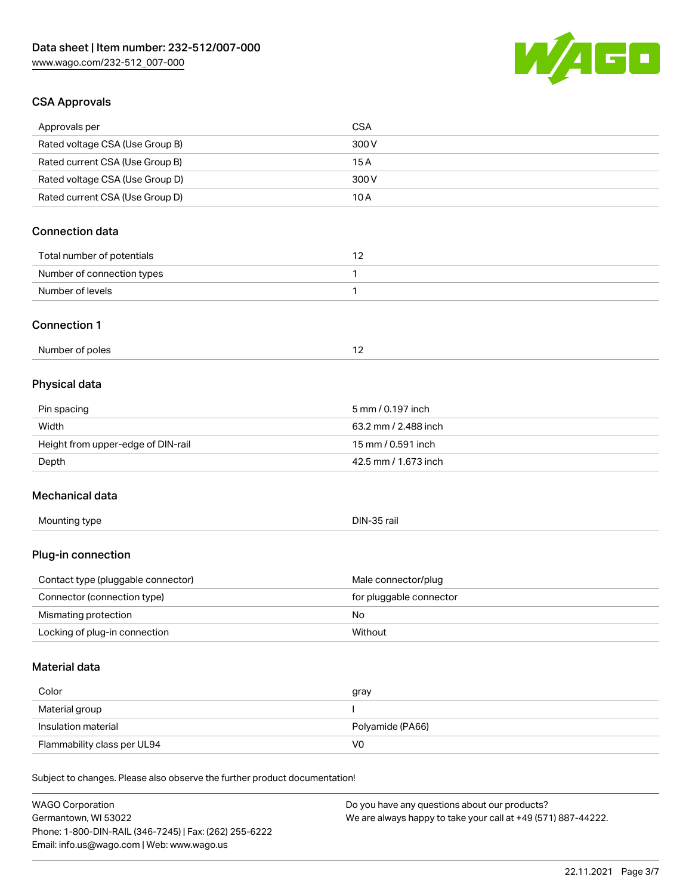## CSA Approvals

| | |
|---|---|
| Approvals per | CSA |
| Rated voltage CSA (Use Group B) | 300 V |
| Rated current CSA (Use Group B) | 15 A |
| Rated voltage CSA (Use Group D) | 300 V |
| Rated current CSA (Use Group D) | 10 A |

## Connection data

| | |
|---|---|
| Total number of potentials | 12 |
| Number of connection types | 1 |
| Number of levels | 1 |

## Connection 1

| | |
|---|---|
| Number of poles | 12 |

## Physical data

| | |
|---|---|
| Pin spacing | 5 mm / 0.197 inch |
| Width | 63.2 mm / 2.488 inch |
| Height from upper-edge of DIN-rail | 15 mm / 0.591 inch |
| Depth | 42.5 mm / 1.673 inch |

## Mechanical data

| | |
|---|---|
| Mounting type | DIN-35 rail |

## Plug-in connection

| | |
|---|---|
| Contact type (pluggable connector) | Male connector/plug |
| Connector (connection type) | for pluggable connector |
| Mismating protection | No |
| Locking of plug-in connection | Without |

## Material data

| | |
|---|---|
| Color | gray |
| Material group | I |
| Insulation material | Polyamide (PA66) |
| Flammability class per UL94 | V0 |

Subject to changes. Please also observe the further product documentation!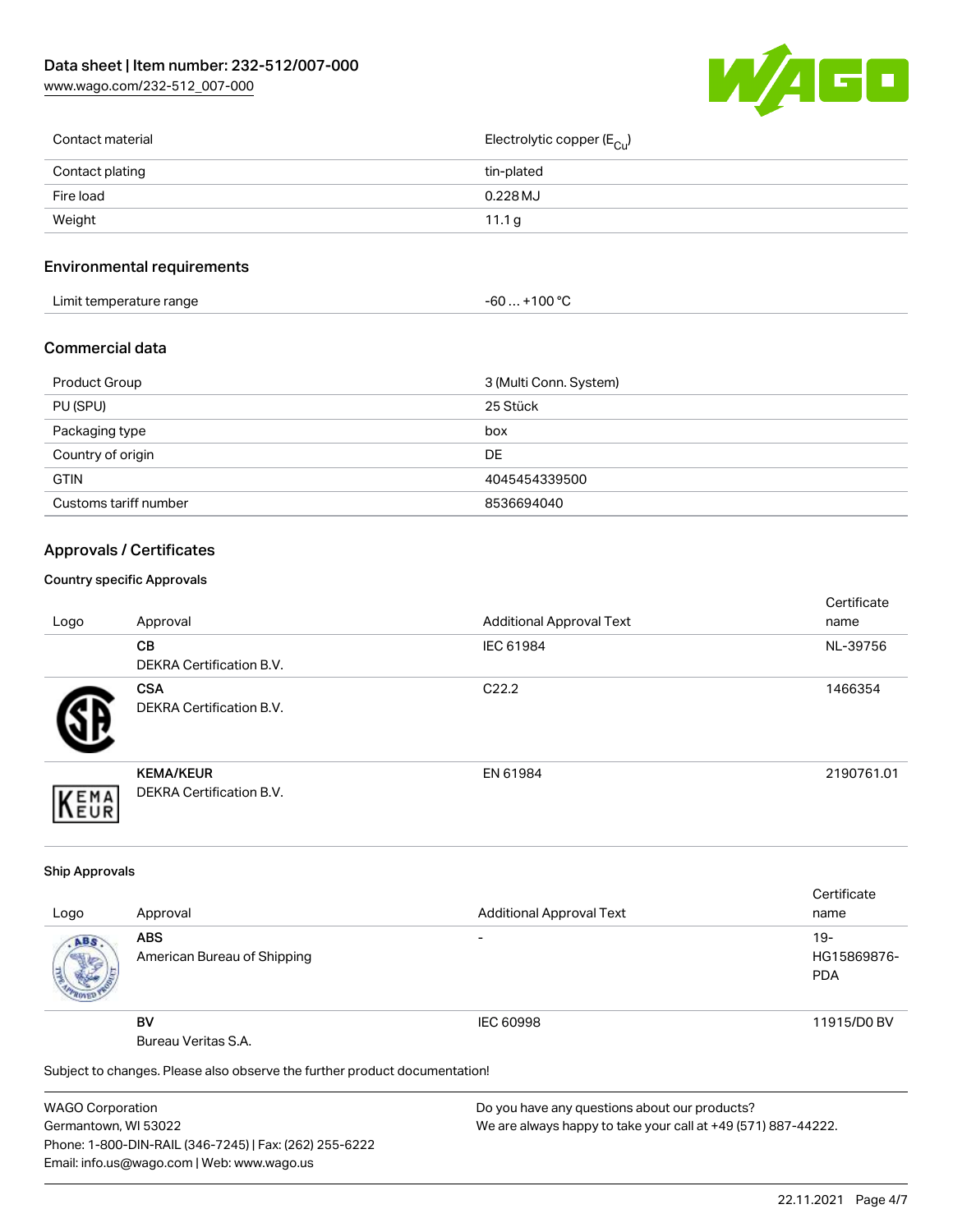| Contact material | Electrolytic copper ($E_{Cu}$) |
| --- | --- |
| Contact plating | tin-plated |
| Fire load | 0.228 MJ |
| Weight | 11.1 g |

## Environmental requirements

| Limit temperature range | -60 … +100 °C |
| --- | --- |

## Commercial data

| Product Group | 3 (Multi Conn. System) |
| --- | --- |
| PU (SPU) | 25 Stück |
| Packaging type | box |
| Country of origin | DE |
| GTIN | 4045454339500 |
| Customs tariff number | 8536694040 |

## Approvals / Certificates

### Country specific Approvals

| Logo | Approval | Additional Approval Text | Certificate name |
| --- | --- | --- | --- |
| | **CB** DEKRA Certification B.V. | IEC 61984 | NL-39756 |
| | **CSA** DEKRA Certification B.V. | C22.2 | 1466354 |
| | **KEMA/KEUR** DEKRA Certification B.V. | EN 61984 | 2190761.01 |

### Ship Approvals

| Logo | Approval | Additional Approval Text | Certificate name |
| --- | --- | --- | --- |
| | **ABS** American Bureau of Shipping | - | 19-HG15869876-PDA |
| | **BV** Bureau Veritas S.A. | IEC 60998 | 11915/D0 BV |

Subject to changes. Please also observe the further product documentation!

WAGO Corporation
Germantown, WI 53022
Phone: 1-800-DIN-RAIL (346-7245) | Fax: (262) 255-6222
Email: info.us@wago.com | Web: www.wago.us

Do you have any questions about our products?
We are always happy to take your call at +49 (571) 887-44222.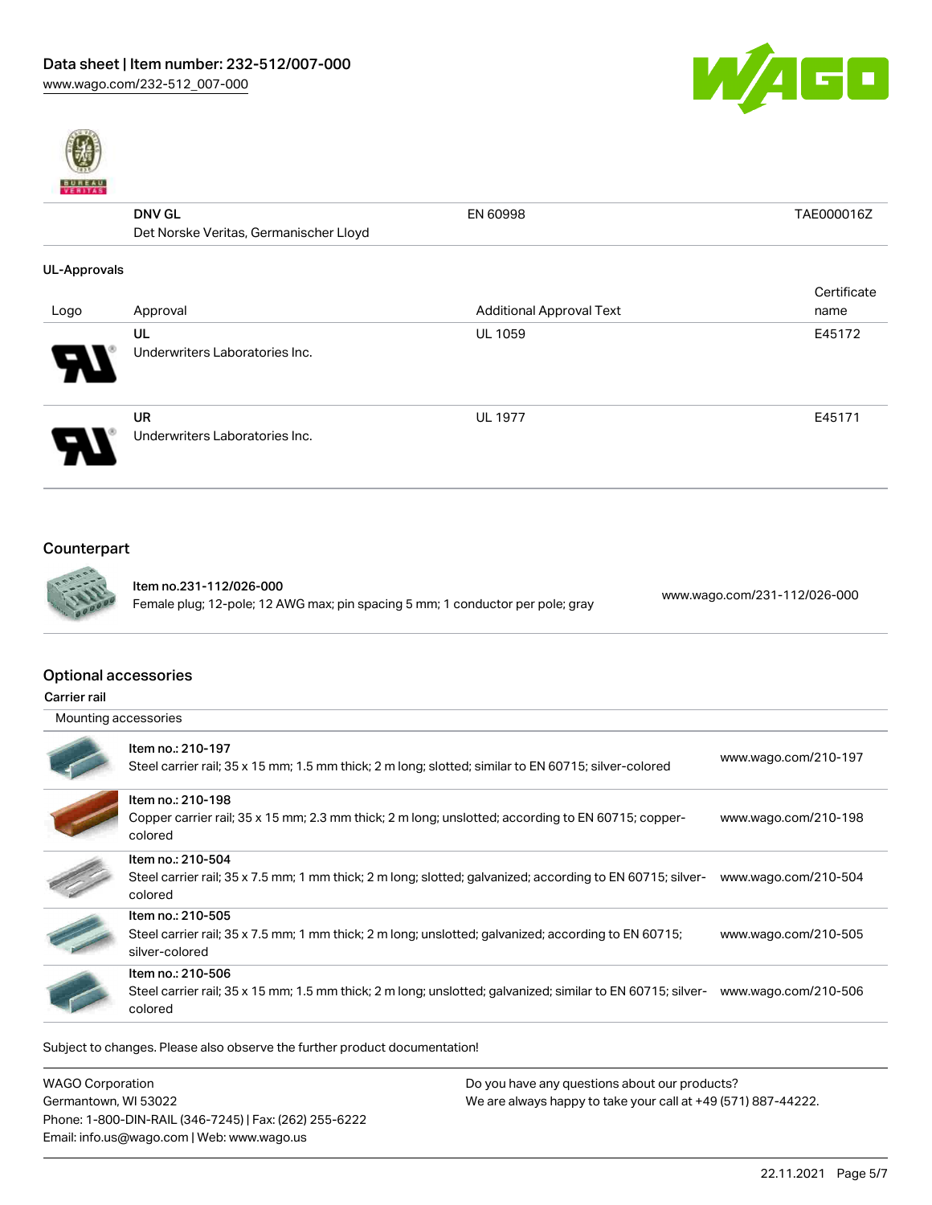| | DNV GL<br>Det Norske Veritas, Germanischer Lloyd | EN 60998 | TAE000016Z |
|---|---|---|---|

**UL-Approvals**

| Logo | Approval | Additional Approval Text | Certificate name |
|---|---|---|---|
| | UL<br>Underwriters Laboratories Inc. | UL 1059 | E45172 |
| | UR<br>Underwriters Laboratories Inc. | UL 1977 | E45171 |

## Counterpart

| Item | Link |
|---|---|
| Item no.231-112/026-000<br>Female plug; 12-pole; 12 AWG max; pin spacing 5 mm; 1 conductor per pole; gray | www.wago.com/231-112/026-000 |

## Optional accessories

**Carrier rail**

Mounting accessories

| Item | Link |
|---|---|
| Item no.: 210-197<br>Steel carrier rail; 35 x 15 mm; 1.5 mm thick; 2 m long; slotted; similar to EN 60715; silver-colored | www.wago.com/210-197 |
| Item no.: 210-198<br>Copper carrier rail; 35 x 15 mm; 2.3 mm thick; 2 m long; unslotted; according to EN 60715; copper-colored | www.wago.com/210-198 |
| Item no.: 210-504<br>Steel carrier rail; 35 x 7.5 mm; 1 mm thick; 2 m long; slotted; galvanized; according to EN 60715; silver-colored | www.wago.com/210-504 |
| Item no.: 210-505<br>Steel carrier rail; 35 x 7.5 mm; 1 mm thick; 2 m long; unslotted; galvanized; according to EN 60715; silver-colored | www.wago.com/210-505 |
| Item no.: 210-506<br>Steel carrier rail; 35 x 15 mm; 1.5 mm thick; 2 m long; unslotted; galvanized; similar to EN 60715; silver-colored | www.wago.com/210-506 |

Subject to changes. Please also observe the further product documentation!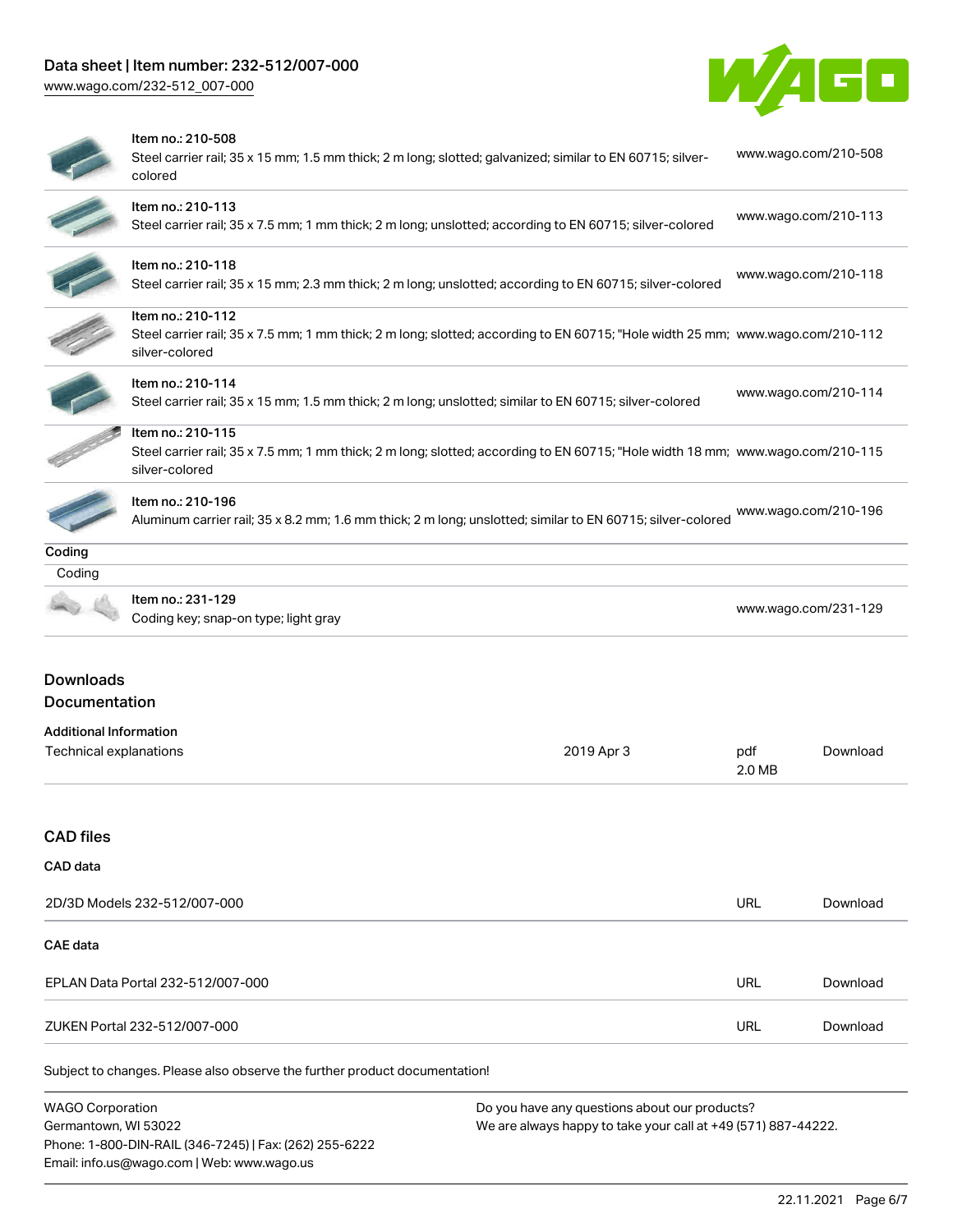| Item | Link |
| --- | --- |
| Item no.: 210-508<br>Steel carrier rail; 35 x 15 mm; 1.5 mm thick; 2 m long; slotted; galvanized; similar to EN 60715; silver-colored | www.wago.com/210-508 |
| Item no.: 210-113<br>Steel carrier rail; 35 x 7.5 mm; 1 mm thick; 2 m long; unslotted; according to EN 60715; silver-colored | www.wago.com/210-113 |
| Item no.: 210-118<br>Steel carrier rail; 35 x 15 mm; 2.3 mm thick; 2 m long; unslotted; according to EN 60715; silver-colored | www.wago.com/210-118 |
| Item no.: 210-112<br>Steel carrier rail; 35 x 7.5 mm; 1 mm thick; 2 m long; slotted; according to EN 60715; "Hole width 25 mm; silver-colored | www.wago.com/210-112 |
| Item no.: 210-114<br>Steel carrier rail; 35 x 15 mm; 1.5 mm thick; 2 m long; unslotted; similar to EN 60715; silver-colored | www.wago.com/210-114 |
| Item no.: 210-115<br>Steel carrier rail; 35 x 7.5 mm; 1 mm thick; 2 m long; slotted; according to EN 60715; "Hole width 18 mm; silver-colored | www.wago.com/210-115 |
| Item no.: 210-196<br>Aluminum carrier rail; 35 x 8.2 mm; 1.6 mm thick; 2 m long; unslotted; similar to EN 60715; silver-colored | www.wago.com/210-196 |

**Coding**

Coding

| Item | Link |
| --- | --- |
| Item no.: 231-129<br>Coding key; snap-on type; light gray | www.wago.com/231-129 |

## Downloads

### Documentation

**Additional Information**

| Document | Date | Format | |
| --- | --- | --- | --- |
| Technical explanations | 2019 Apr 3 | pdf<br>2.0 MB | Download |

### CAD files

**CAD data**

| Document | Format | |
| --- | --- | --- |
| 2D/3D Models 232-512/007-000 | URL | Download |

**CAE data**

| Document | Format | |
| --- | --- | --- |
| EPLAN Data Portal 232-512/007-000 | URL | Download |
| ZUKEN Portal 232-512/007-000 | URL | Download |

Subject to changes. Please also observe the further product documentation!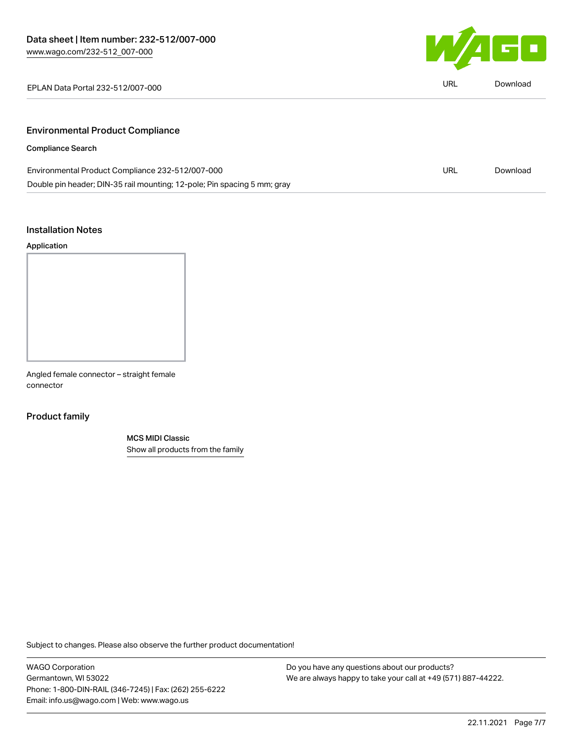EPLAN Data Portal 232-512/007-000 | URL | Download

## Environmental Product Compliance

### Compliance Search

| | | |
|---|---|---|
| Environmental Product Compliance 232-512/007-000<br>Double pin header; DIN-35 rail mounting; 12-pole; Pin spacing 5 mm; gray | URL | Download |

## Installation Notes

### Application

Angled female connector – straight female connector

## Product family

**MCS MIDI Classic**
Show all products from the family

Subject to changes. Please also observe the further product documentation!

WAGO Corporation
Germantown, WI 53022
Phone: 1-800-DIN-RAIL (346-7245) | Fax: (262) 255-6222
Email: info.us@wago.com | Web: www.wago.us

Do you have any questions about our products?
We are always happy to take your call at +49 (571) 887-44222.